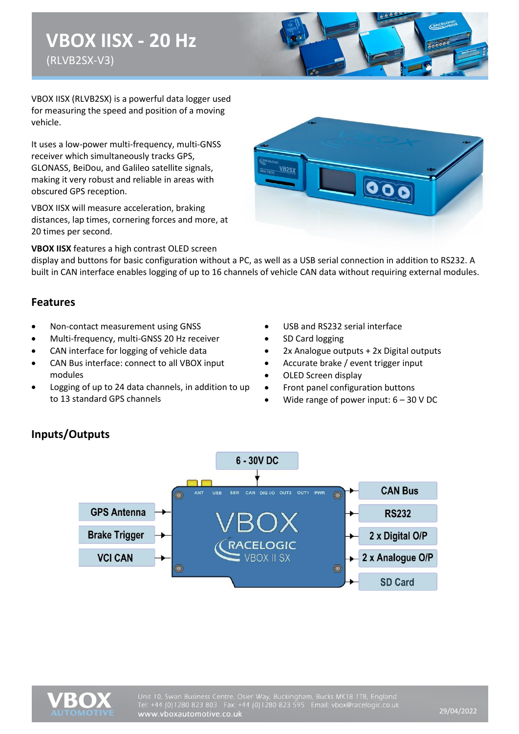# VBOX IISX - 20 Hz

(RLVB2SX-V3)

VBOX IISX (RLVB2SX) is a powerful data logger used for measuring the speed and position of a moving vehicle.

It uses a low-power multi-frequency, multi-GNSS receiver which simultaneously tracks GPS, GLONASS, BeiDou, and Galileo satellite signals, making it very robust and reliable in areas with obscured GPS reception.

VBOX IISX will measure acceleration, braking distances, lap times, cornering forces and more, at 20 times per second.

**VBOX IISX** features a high contrast OLED screen display and buttons for basic configuration without a PC, as well as a USB serial connection in addition to RS232. A built in CAN interface enables logging of up to 16 channels of vehicle CAN data without requiring external modules.

## Features

- Non-contact measurement using GNSS
- Multi-frequency, multi-GNSS 20 Hz receiver
- CAN interface for logging of vehicle data
- CAN Bus interface: connect to all VBOX input modules
- Logging of up to 24 data channels, in addition to up to 13 standard GPS channels
- USB and RS232 serial interface
- SD Card logging
- 2x Analogue outputs + 2x Digital outputs
- Accurate brake / event trigger input
- OLED Screen display
- Front panel configuration buttons
- Wide range of power input: 6 – 30 V DC

## Inputs/Outputs

Power: 6 - 30V DC

Inputs: GPS Antenna, Brake Trigger, VCI CAN

Outputs: CAN Bus, RS232, 2 x Digital O/P, 2 x Analogue O/P, SD Card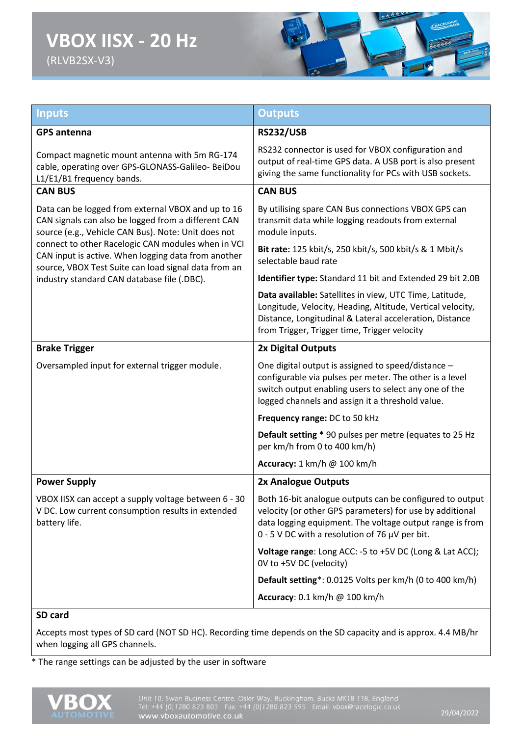# VBOX IISX - 20 Hz

(RLVB2SX-V3)

| Inputs | Outputs |
|---|---|
| **GPS antenna**<br><br>Compact magnetic mount antenna with 5m RG-174 cable, operating over GPS-GLONASS-Galileo- BeiDou L1/E1/B1 frequency bands. | **RS232/USB**<br><br>RS232 connector is used for VBOX configuration and output of real-time GPS data. A USB port is also present giving the same functionality for PCs with USB sockets. |
| **CAN BUS**<br><br>Data can be logged from external VBOX and up to 16 CAN signals can also be logged from a different CAN source (e.g., Vehicle CAN Bus). Note: Unit does not connect to other Racelogic CAN modules when in VCI CAN input is active. When logging data from another source, VBOX Test Suite can load signal data from an industry standard CAN database file (.DBC). | **CAN BUS**<br><br>By utilising spare CAN Bus connections VBOX GPS can transmit data while logging readouts from external module inputs.<br><br>**Bit rate:** 125 kbit/s, 250 kbit/s, 500 kbit/s & 1 Mbit/s selectable baud rate<br><br>**Identifier type:** Standard 11 bit and Extended 29 bit 2.0B<br><br>**Data available:** Satellites in view, UTC Time, Latitude, Longitude, Velocity, Heading, Altitude, Vertical velocity, Distance, Longitudinal & Lateral acceleration, Distance from Trigger, Trigger time, Trigger velocity |
| **Brake Trigger**<br><br>Oversampled input for external trigger module. | **2x Digital Outputs**<br><br>One digital output is assigned to speed/distance – configurable via pulses per meter. The other is a level switch output enabling users to select any one of the logged channels and assign it a threshold value.<br><br>**Frequency range:** DC to 50 kHz<br><br>**Default setting** * 90 pulses per metre (equates to 25 Hz per km/h from 0 to 400 km/h)<br><br>**Accuracy:** 1 km/h @ 100 km/h |
| **Power Supply**<br><br>VBOX IISX can accept a supply voltage between 6 - 30 V DC. Low current consumption results in extended battery life. | **2x Analogue Outputs**<br><br>Both 16-bit analogue outputs can be configured to output velocity (or other GPS parameters) for use by additional data logging equipment. The voltage output range is from 0 - 5 V DC with a resolution of 76 µV per bit.<br><br>**Voltage range**: Long ACC: -5 to +5V DC (Long & Lat ACC); 0V to +5V DC (velocity)<br><br>**Default setting***: 0.0125 Volts per km/h (0 to 400 km/h)<br><br>**Accuracy**: 0.1 km/h @ 100 km/h |
| **SD card**<br><br>Accepts most types of SD card (NOT SD HC). Recording time depends on the SD capacity and is approx. 4.4 MB/hr when logging all GPS channels. | |

* The range settings can be adjusted by the user in software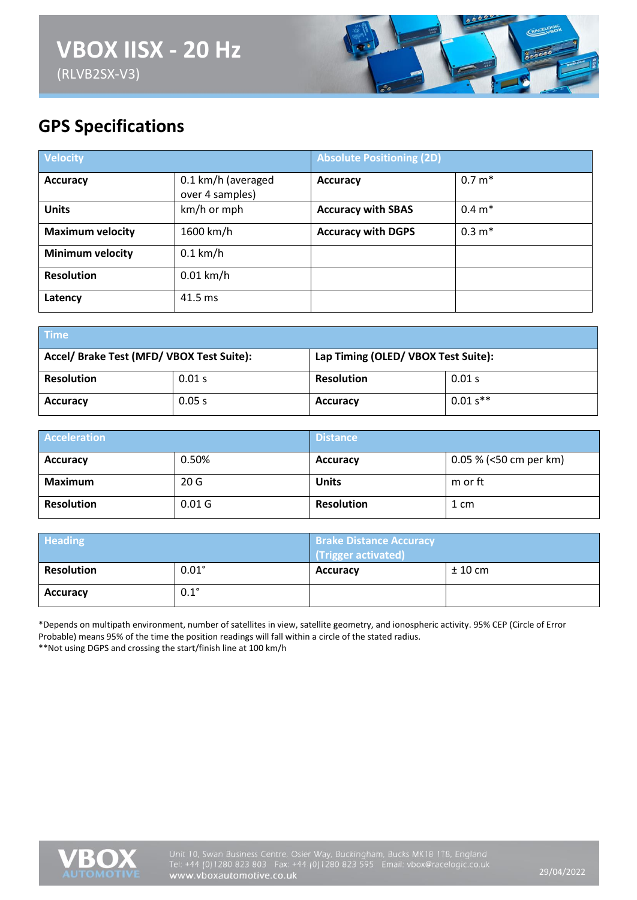# VBOX IISX - 20 Hz

(RLVB2SX-V3)

## GPS Specifications

| Velocity | | Absolute Positioning (2D) | |
|---|---|---|---|
| **Accuracy** | 0.1 km/h (averaged over 4 samples) | **Accuracy** | 0.7 m* |
| **Units** | km/h or mph | **Accuracy with SBAS** | 0.4 m* |
| **Maximum velocity** | 1600 km/h | **Accuracy with DGPS** | 0.3 m* |
| **Minimum velocity** | 0.1 km/h | | |
| **Resolution** | 0.01 km/h | | |
| **Latency** | 41.5 ms | | |

| Time | | | |
|---|---|---|---|
| **Accel/ Brake Test (MFD/ VBOX Test Suite):** | | **Lap Timing (OLED/ VBOX Test Suite):** | |
| **Resolution** | 0.01 s | **Resolution** | 0.01 s |
| **Accuracy** | 0.05 s | **Accuracy** | 0.01 s** |

| Acceleration | | Distance | |
|---|---|---|---|
| **Accuracy** | 0.50% | **Accuracy** | 0.05 % (<50 cm per km) |
| **Maximum** | 20 G | **Units** | m or ft |
| **Resolution** | 0.01 G | **Resolution** | 1 cm |

| Heading | | Brake Distance Accuracy (Trigger activated) | |
|---|---|---|---|
| **Resolution** | 0.01° | **Accuracy** | ± 10 cm |
| **Accuracy** | 0.1° | | |

*Depends on multipath environment, number of satellites in view, satellite geometry, and ionospheric activity. 95% CEP (Circle of Error Probable) means 95% of the time the position readings will fall within a circle of the stated radius.
**Not using DGPS and crossing the start/finish line at 100 km/h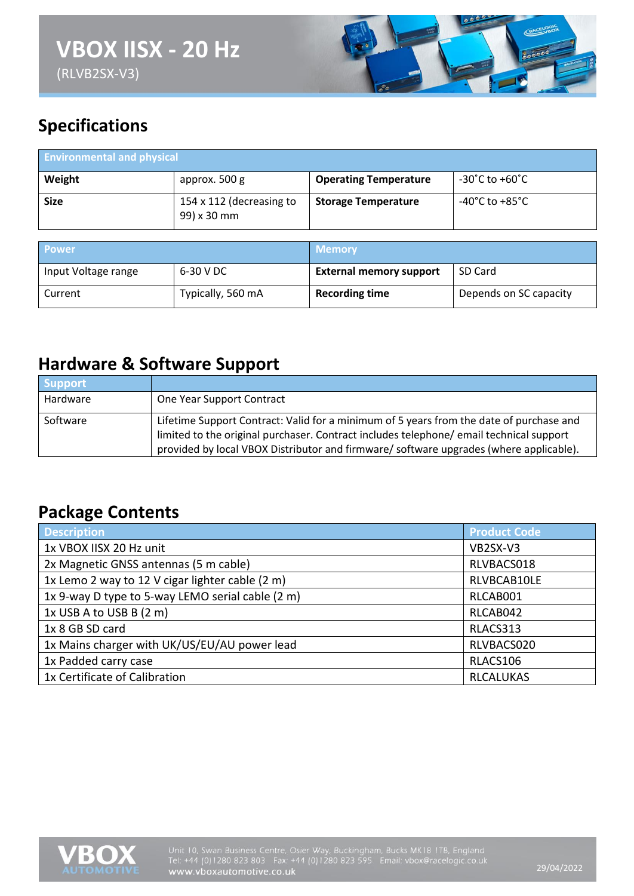# VBOX IISX - 20 Hz

(RLVB2SX-V3)

## Specifications

| Environmental and physical | | | |
|---|---|---|---|
| **Weight** | approx. 500 g | **Operating Temperature** | -30˚C to +60˚C |
| **Size** | 154 x 112 (decreasing to 99) x 30 mm | **Storage Temperature** | -40°C to +85°C |

| Power | | Memory | |
|---|---|---|---|
| Input Voltage range | 6-30 V DC | **External memory support** | SD Card |
| Current | Typically, 560 mA | **Recording time** | Depends on SC capacity |

## Hardware & Software Support

| Support | |
|---|---|
| Hardware | One Year Support Contract |
| Software | Lifetime Support Contract: Valid for a minimum of 5 years from the date of purchase and limited to the original purchaser. Contract includes telephone/ email technical support provided by local VBOX Distributor and firmware/ software upgrades (where applicable). |

## Package Contents

| Description | Product Code |
|---|---|
| 1x VBOX IISX 20 Hz unit | VB2SX-V3 |
| 2x Magnetic GNSS antennas (5 m cable) | RLVBACS018 |
| 1x Lemo 2 way to 12 V cigar lighter cable (2 m) | RLVBCAB10LE |
| 1x 9-way D type to 5-way LEMO serial cable (2 m) | RLCAB001 |
| 1x USB A to USB B (2 m) | RLCAB042 |
| 1x 8 GB SD card | RLACS313 |
| 1x Mains charger with UK/US/EU/AU power lead | RLVBACS020 |
| 1x Padded carry case | RLACS106 |
| 1x Certificate of Calibration | RLCALUKAS |

Unit 10, Swan Business Centre, Osier Way, Buckingham, Bucks MK18 1TB, England
Tel: +44 (0)1280 823 803 Fax: +44 (0)1280 823 595 Email: vbox@racelogic.co.uk
www.vboxautomotive.co.uk

29/04/2022